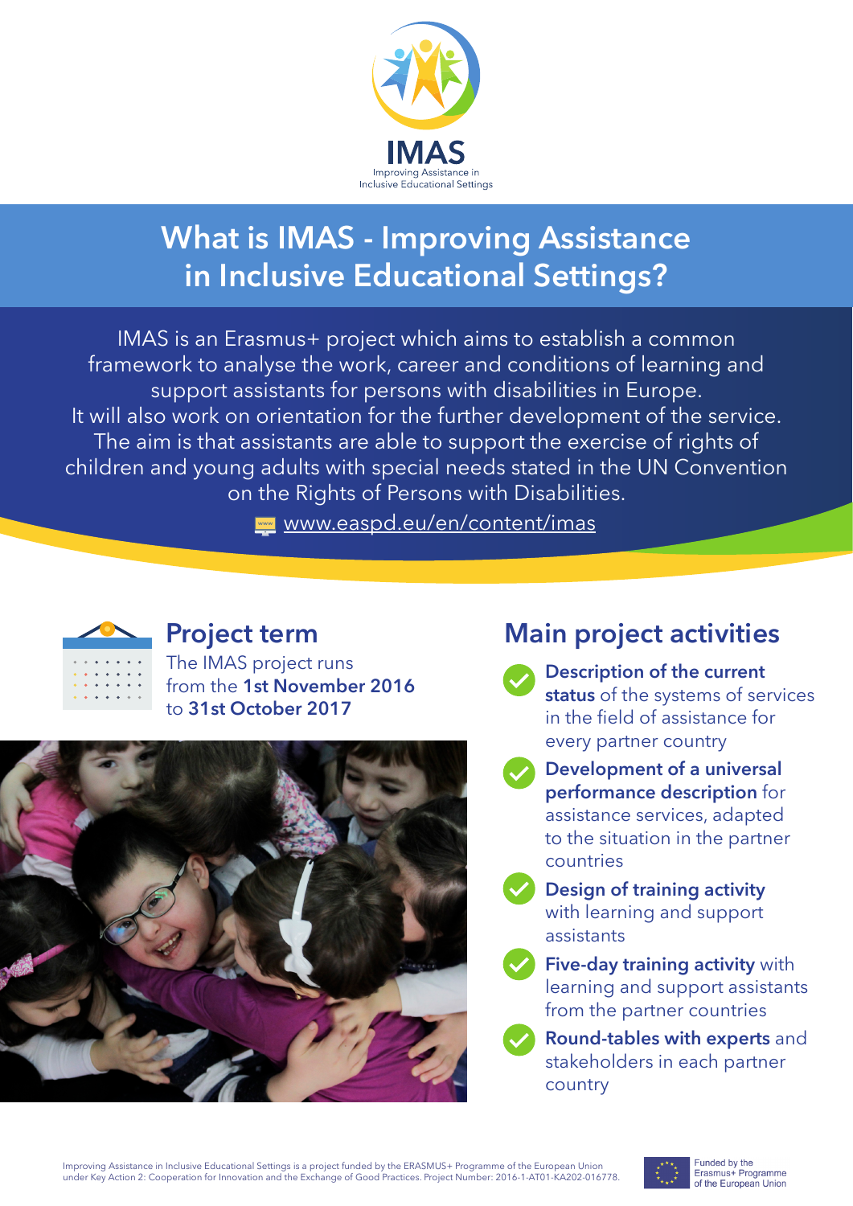IMAS

Improving Assistance in Inclusive Educational Settings

# What is IMAS - Improving Assistance in Inclusive Educational Settings?

IMAS is an Erasmus+ project which aims to establish a common framework to analyse the work, career and conditions of learning and support assistants for persons with disabilities in Europe. It will also work on orientation for the further development of the service. The aim is that assistants are able to support the exercise of rights of children and young adults with special needs stated in the UN Convention on the Rights of Persons with Disabilities.

www.easpd.eu/en/content/imas

## Project term

The IMAS project runs from the **1st November 2016** to **31st October 2017**

## Main project activities

- **Description of the current status** of the systems of services in the field of assistance for every partner country
- **Development of a universal performance description** for assistance services, adapted to the situation in the partner countries
- **Design of training activity** with learning and support assistants
- **Five-day training activity** with learning and support assistants from the partner countries
- **Round-tables with experts** and stakeholders in each partner country

Improving Assistance in Inclusive Educational Settings is a project funded by the ERASMUS+ Programme of the European Union under Key Action 2: Cooperation for Innovation and the Exchange of Good Practices. Project Number: 2016-1-AT01-KA202-016778.

Funded by the Erasmus+ Programme of the European Union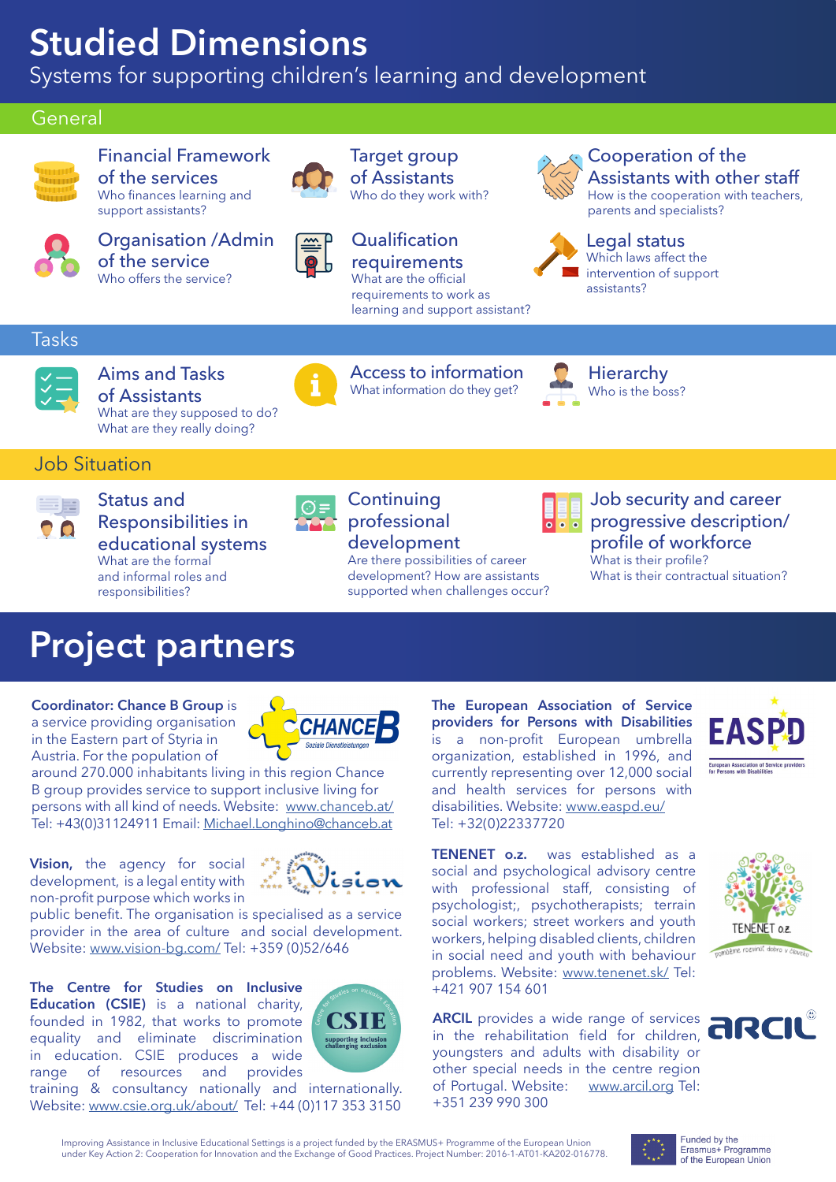# Studied Dimensions

Systems for supporting children's learning and development

## General

### Financial Framework of the services
Who finances learning and support assistants?

### Target group of Assistants
Who do they work with?

### Cooperation of the Assistants with other staff
How is the cooperation with teachers, parents and specialists?

### Organisation /Admin of the service
Who offers the service?

### Qualification requirements
What are the official requirements to work as learning and support assistant?

### Legal status
Which laws affect the intervention of support assistants?

## Tasks

### Aims and Tasks of Assistants
What are they supposed to do?
What are they really doing?

### Access to information
What information do they get?

### Hierarchy
Who is the boss?

## Job Situation

### Status and Responsibilities in educational systems
What are the formal and informal roles and responsibilities?

### Continuing professional development
Are there possibilities of career development? How are assistants supported when challenges occur?

### Job security and career progressive description/ profile of workforce
What is their profile?
What is their contractual situation?

# Project partners

**Coordinator: Chance B Group** is a service providing organisation in the Eastern part of Styria in Austria. For the population of around 270.000 inhabitants living in this region Chance B group provides service to support inclusive living for persons with all kind of needs. Website: www.chanceb.at/ Tel: +43(0)31124911 Email: Michael.Longhino@chanceb.at

**Vision,** the agency for social development, is a legal entity with non-profit purpose which works in public benefit. The organisation is specialised as a service provider in the area of culture and social development. Website: www.vision-bg.com/ Tel: +359 (0)52/646

**The Centre for Studies on Inclusive Education (CSIE)** is a national charity, founded in 1982, that works to promote equality and eliminate discrimination in education. CSIE produces a wide range of resources and provides training & consultancy nationally and internationally. Website: www.csie.org.uk/about/ Tel: +44 (0)117 353 3150

**The European Association of Service providers for Persons with Disabilities** is a non-profit European umbrella organization, established in 1996, and currently representing over 12,000 social and health services for persons with disabilities. Website: www.easpd.eu/ Tel: +32(0)22337720

**TENENET o.z.** was established as a social and psychological advisory centre with professional staff, consisting of psychologist;, psychotherapists; terrain social workers; street workers and youth workers, helping disabled clients, children in social need and youth with behaviour problems. Website: www.tenenet.sk/ Tel: +421 907 154 601

**ARCIL** provides a wide range of services in the rehabilitation field for children, youngsters and adults with disability or other special needs in the centre region of Portugal. Website: www.arcil.org Tel: +351 239 990 300

Improving Assistance in Inclusive Educational Settings is a project funded by the ERASMUS+ Programme of the European Union under Key Action 2: Cooperation for Innovation and the Exchange of Good Practices. Project Number: 2016-1-AT01-KA202-016778.

Funded by the Erasmus+ Programme of the European Union